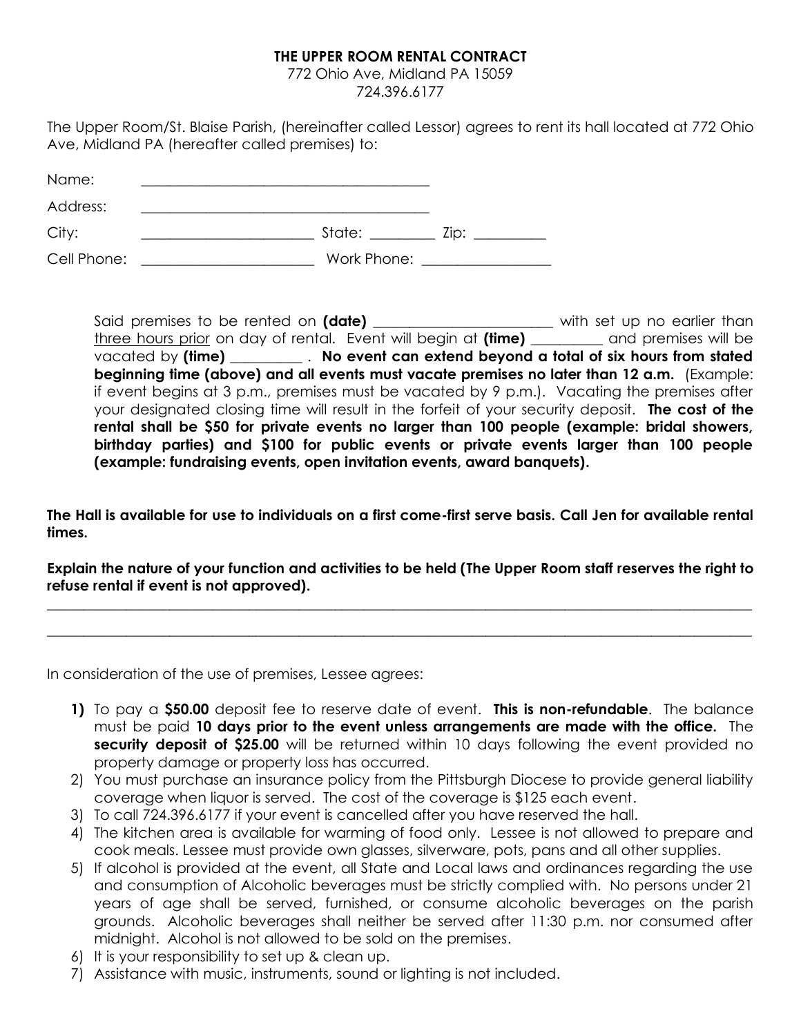# THE UPPER ROOM RENTAL CONTRACT

772 Ohio Ave, Midland PA 15059
724.396.6177

The Upper Room/St. Blaise Parish, (hereinafter called Lessor) agrees to rent its hall located at 772 Ohio Ave, Midland PA (hereafter called premises) to:

Name: ________________________________________

Address: ________________________________________

City: ________________________ State: _________ Zip: __________

Cell Phone: ________________________ Work Phone: __________________

Said premises to be rented on **(date)** _________________________ with set up no earlier than three hours prior on day of rental. Event will begin at **(time)** __________ and premises will be vacated by **(time)** __________ . **No event can extend beyond a total of six hours from stated beginning time (above) and all events must vacate premises no later than 12 a.m.** (Example: if event begins at 3 p.m., premises must be vacated by 9 p.m.). Vacating the premises after your designated closing time will result in the forfeit of your security deposit. **The cost of the rental shall be $50 for private events no larger than 100 people (example: bridal showers, birthday parties) and $100 for public events or private events larger than 100 people (example: fundraising events, open invitation events, award banquets).**

**The Hall is available for use to individuals on a first come-first serve basis. Call Jen for available rental times.**

**Explain the nature of your function and activities to be held (The Upper Room staff reserves the right to refuse rental if event is not approved).**

____________________________________________________________________________________________

____________________________________________________________________________________________

In consideration of the use of premises, Lessee agrees:

1) To pay a **$50.00** deposit fee to reserve date of event. **This is non-refundable**. The balance must be paid **10 days prior to the event unless arrangements are made with the office.** The **security deposit of $25.00** will be returned within 10 days following the event provided no property damage or property loss has occurred.
2) You must purchase an insurance policy from the Pittsburgh Diocese to provide general liability coverage when liquor is served. The cost of the coverage is $125 each event.
3) To call 724.396.6177 if your event is cancelled after you have reserved the hall.
4) The kitchen area is available for warming of food only. Lessee is not allowed to prepare and cook meals. Lessee must provide own glasses, silverware, pots, pans and all other supplies.
5) If alcohol is provided at the event, all State and Local laws and ordinances regarding the use and consumption of Alcoholic beverages must be strictly complied with. No persons under 21 years of age shall be served, furnished, or consume alcoholic beverages on the parish grounds. Alcoholic beverages shall neither be served after 11:30 p.m. nor consumed after midnight. Alcohol is not allowed to be sold on the premises.
6) It is your responsibility to set up & clean up.
7) Assistance with music, instruments, sound or lighting is not included.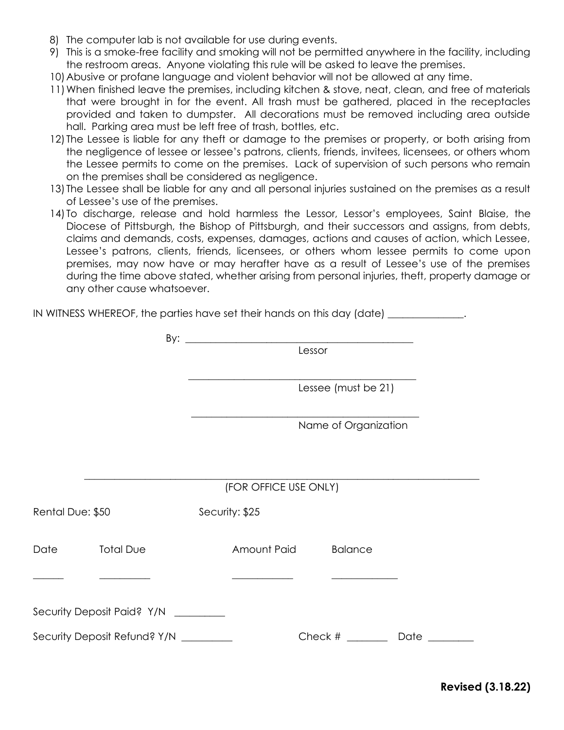8) The computer lab is not available for use during events.
9) This is a smoke-free facility and smoking will not be permitted anywhere in the facility, including the restroom areas. Anyone violating this rule will be asked to leave the premises.
10) Abusive or profane language and violent behavior will not be allowed at any time.
11) When finished leave the premises, including kitchen & stove, neat, clean, and free of materials that were brought in for the event. All trash must be gathered, placed in the receptacles provided and taken to dumpster. All decorations must be removed including area outside hall. Parking area must be left free of trash, bottles, etc.
12) The Lessee is liable for any theft or damage to the premises or property, or both arising from the negligence of lessee or lessee's patrons, clients, friends, invitees, licensees, or others whom the Lessee permits to come on the premises. Lack of supervision of such persons who remain on the premises shall be considered as negligence.
13) The Lessee shall be liable for any and all personal injuries sustained on the premises as a result of Lessee's use of the premises.
14) To discharge, release and hold harmless the Lessor, Lessor's employees, Saint Blaise, the Diocese of Pittsburgh, the Bishop of Pittsburgh, and their successors and assigns, from debts, claims and demands, costs, expenses, damages, actions and causes of action, which Lessee, Lessee's patrons, clients, friends, licensees, or others whom lessee permits to come upon premises, may now have or may herafter have as a result of Lessee's use of the premises during the time above stated, whether arising from personal injuries, theft, property damage or any other cause whatsoever.

IN WITNESS WHEREOF, the parties have set their hands on this day (date) _______________.

By: ______________________________________________
Lessor

______________________________________________
Lessee (must be 21)

______________________________________________
Name of Organization

---

(FOR OFFICE USE ONLY)

Rental Due: $50 Security: $25

| Date | Total Due | Amount Paid | Balance |
|---|---|---|---|
| ______ | __________ | ____________ | _____________ |

Security Deposit Paid? Y/N __________

Security Deposit Refund? Y/N __________ Check # ________ Date _________

**Revised (3.18.22)**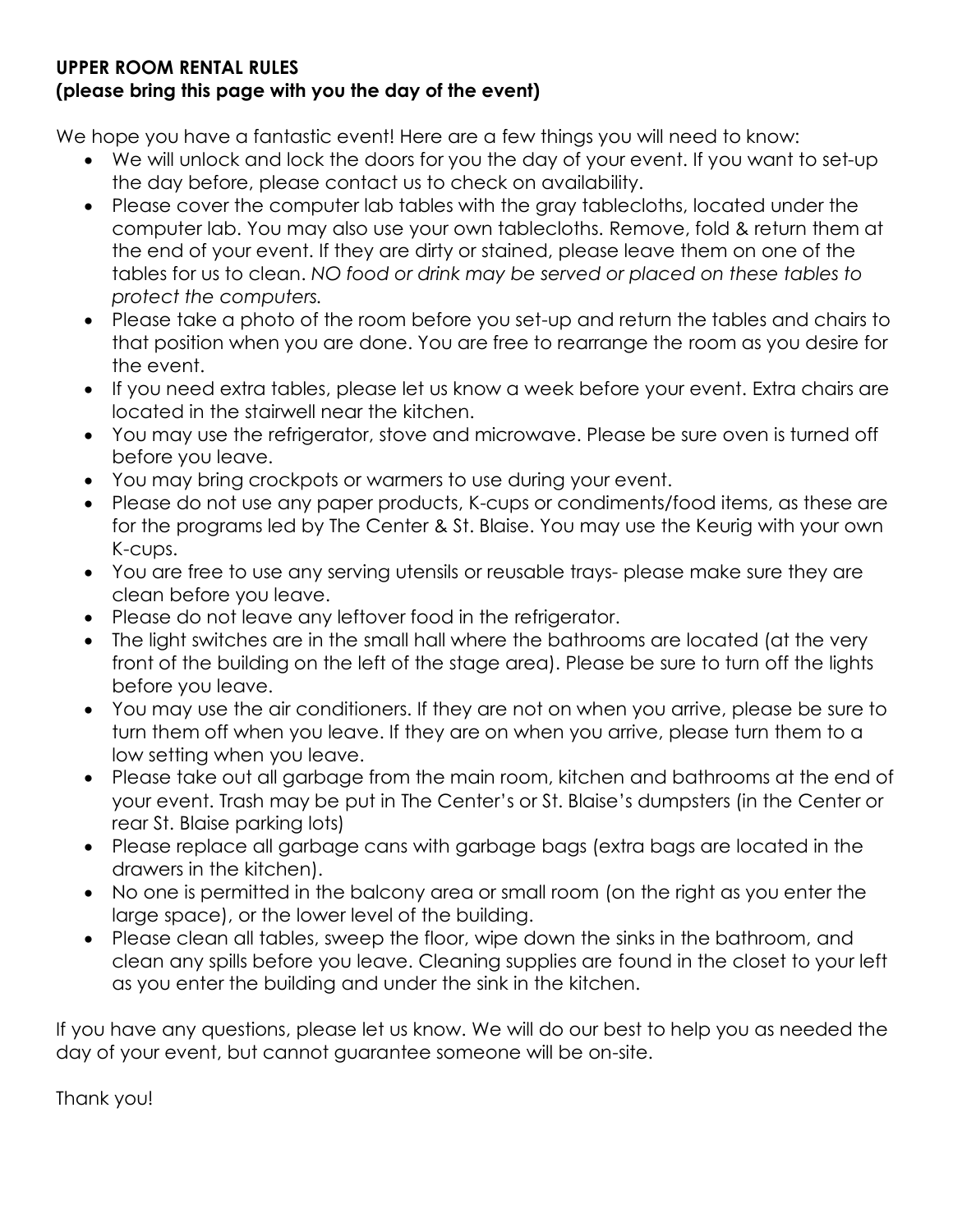**UPPER ROOM RENTAL RULES**
**(please bring this page with you the day of the event)**

We hope you have a fantastic event! Here are a few things you will need to know:

- We will unlock and lock the doors for you the day of your event. If you want to set-up the day before, please contact us to check on availability.
- Please cover the computer lab tables with the gray tablecloths, located under the computer lab. You may also use your own tablecloths. Remove, fold & return them at the end of your event. If they are dirty or stained, please leave them on one of the tables for us to clean. *NO food or drink may be served or placed on these tables to protect the computers.*
- Please take a photo of the room before you set-up and return the tables and chairs to that position when you are done. You are free to rearrange the room as you desire for the event.
- If you need extra tables, please let us know a week before your event. Extra chairs are located in the stairwell near the kitchen.
- You may use the refrigerator, stove and microwave. Please be sure oven is turned off before you leave.
- You may bring crockpots or warmers to use during your event.
- Please do not use any paper products, K-cups or condiments/food items, as these are for the programs led by The Center & St. Blaise. You may use the Keurig with your own K-cups.
- You are free to use any serving utensils or reusable trays- please make sure they are clean before you leave.
- Please do not leave any leftover food in the refrigerator.
- The light switches are in the small hall where the bathrooms are located (at the very front of the building on the left of the stage area). Please be sure to turn off the lights before you leave.
- You may use the air conditioners. If they are not on when you arrive, please be sure to turn them off when you leave. If they are on when you arrive, please turn them to a low setting when you leave.
- Please take out all garbage from the main room, kitchen and bathrooms at the end of your event. Trash may be put in The Center's or St. Blaise's dumpsters (in the Center or rear St. Blaise parking lots)
- Please replace all garbage cans with garbage bags (extra bags are located in the drawers in the kitchen).
- No one is permitted in the balcony area or small room (on the right as you enter the large space), or the lower level of the building.
- Please clean all tables, sweep the floor, wipe down the sinks in the bathroom, and clean any spills before you leave. Cleaning supplies are found in the closet to your left as you enter the building and under the sink in the kitchen.

If you have any questions, please let us know. We will do our best to help you as needed the day of your event, but cannot guarantee someone will be on-site.

Thank you!